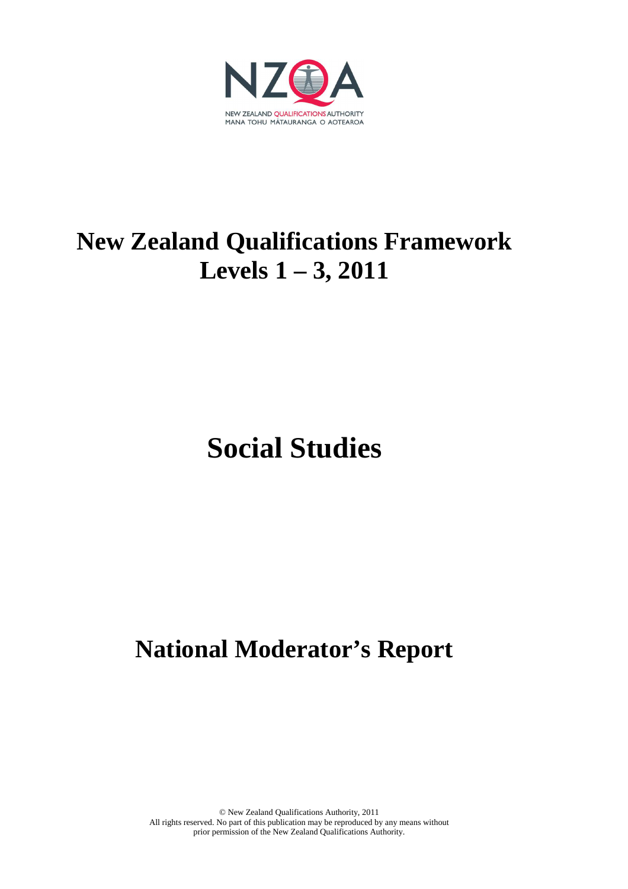NZQA

NEW ZEALAND QUALIFICATIONS AUTHORITY
MANA TOHU MĀTAURANGA O AOTEAROA

# New Zealand Qualifications Framework Levels 1 – 3, 2011

# Social Studies

# National Moderator's Report

© New Zealand Qualifications Authority, 2011
All rights reserved. No part of this publication may be reproduced by any means without prior permission of the New Zealand Qualifications Authority.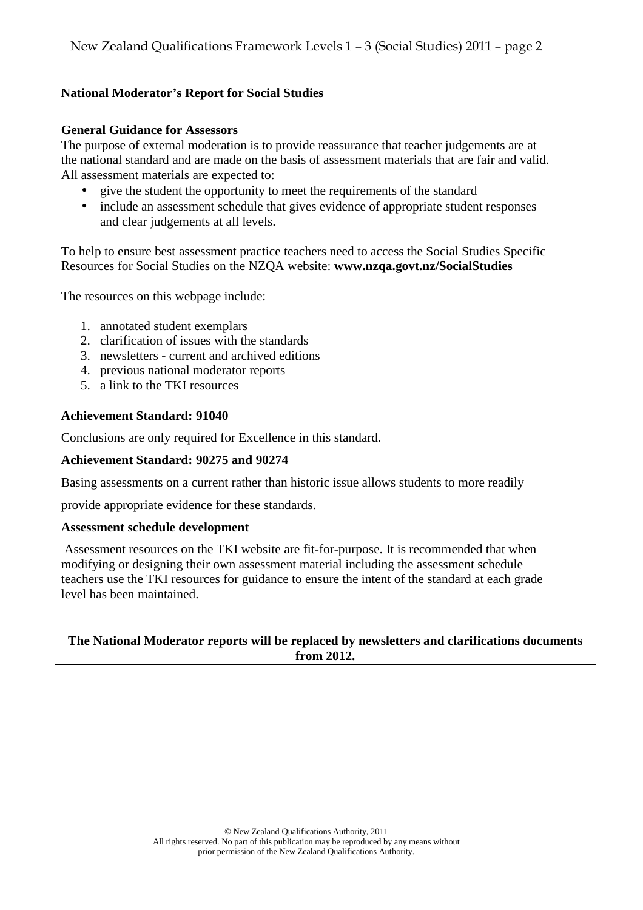**National Moderator's Report for Social Studies**

**General Guidance for Assessors**

The purpose of external moderation is to provide reassurance that teacher judgements are at the national standard and are made on the basis of assessment materials that are fair and valid. All assessment materials are expected to:

- give the student the opportunity to meet the requirements of the standard
- include an assessment schedule that gives evidence of appropriate student responses and clear judgements at all levels.

To help to ensure best assessment practice teachers need to access the Social Studies Specific Resources for Social Studies on the NZQA website: **www.nzqa.govt.nz/SocialStudies**

The resources on this webpage include:

1. annotated student exemplars
2. clarification of issues with the standards
3. newsletters - current and archived editions
4. previous national moderator reports
5. a link to the TKI resources

**Achievement Standard: 91040**

Conclusions are only required for Excellence in this standard.

**Achievement Standard: 90275 and 90274**

Basing assessments on a current rather than historic issue allows students to more readily provide appropriate evidence for these standards.

**Assessment schedule development**

Assessment resources on the TKI website are fit-for-purpose. It is recommended that when modifying or designing their own assessment material including the assessment schedule teachers use the TKI resources for guidance to ensure the intent of the standard at each grade level has been maintained.

**The National Moderator reports will be replaced by newsletters and clarifications documents from 2012.**

© New Zealand Qualifications Authority, 2011
All rights reserved. No part of this publication may be reproduced by any means without prior permission of the New Zealand Qualifications Authority.